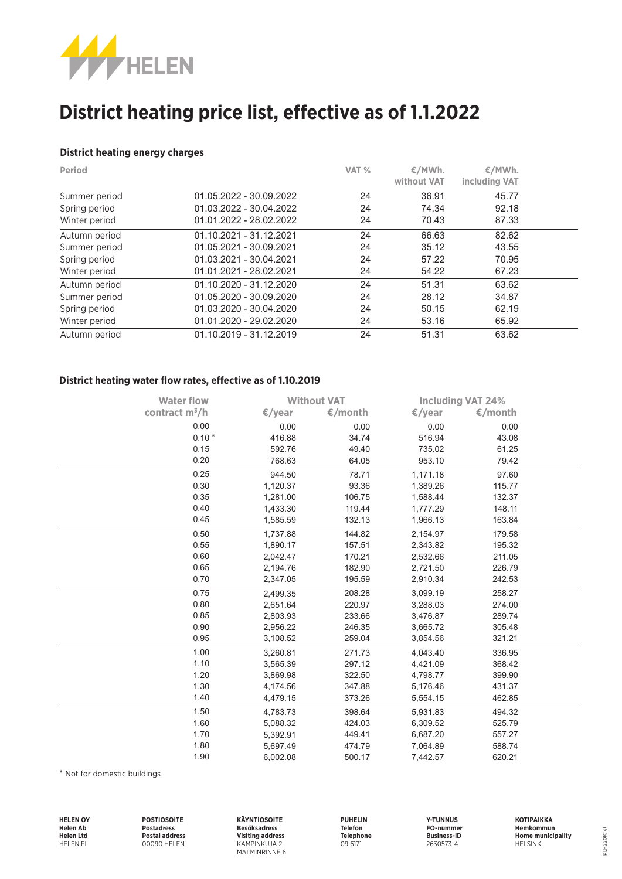# District heating price list, effective as of 1.1.2022

### District heating energy charges

| Period | | VAT % | €/MWh. without VAT | €/MWh. including VAT |
|---|---|---|---|---|
| Summer period | 01.05.2022 - 30.09.2022 | 24 | 36.91 | 45.77 |
| Spring period | 01.03.2022 - 30.04.2022 | 24 | 74.34 | 92.18 |
| Winter period | 01.01.2022 - 28.02.2022 | 24 | 70.43 | 87.33 |
| Autumn period | 01.10.2021 - 31.12.2021 | 24 | 66.63 | 82.62 |
| Summer period | 01.05.2021 - 30.09.2021 | 24 | 35.12 | 43.55 |
| Spring period | 01.03.2021 - 30.04.2021 | 24 | 57.22 | 70.95 |
| Winter period | 01.01.2021 - 28.02.2021 | 24 | 54.22 | 67.23 |
| Autumn period | 01.10.2020 - 31.12.2020 | 24 | 51.31 | 63.62 |
| Summer period | 01.05.2020 - 30.09.2020 | 24 | 28.12 | 34.87 |
| Spring period | 01.03.2020 - 30.04.2020 | 24 | 50.15 | 62.19 |
| Winter period | 01.01.2020 - 29.02.2020 | 24 | 53.16 | 65.92 |
| Autumn period | 01.10.2019 - 31.12.2019 | 24 | 51.31 | 63.62 |

### District heating water flow rates, effective as of 1.10.2019

| Water flow contract m³/h | Without VAT | | Including VAT 24% | |
|---|---|---|---|---|
| | €/year | €/month | €/year | €/month |
| 0.00 | 0.00 | 0.00 | 0.00 | 0.00 |
| 0.10 * | 416.88 | 34.74 | 516.94 | 43.08 |
| 0.15 | 592.76 | 49.40 | 735.02 | 61.25 |
| 0.20 | 768.63 | 64.05 | 953.10 | 79.42 |
| 0.25 | 944.50 | 78.71 | 1,171.18 | 97.60 |
| 0.30 | 1,120.37 | 93.36 | 1,389.26 | 115.77 |
| 0.35 | 1,281.00 | 106.75 | 1,588.44 | 132.37 |
| 0.40 | 1,433.30 | 119.44 | 1,777.29 | 148.11 |
| 0.45 | 1,585.59 | 132.13 | 1,966.13 | 163.84 |
| 0.50 | 1,737.88 | 144.82 | 2,154.97 | 179.58 |
| 0.55 | 1,890.17 | 157.51 | 2,343.82 | 195.32 |
| 0.60 | 2,042.47 | 170.21 | 2,532.66 | 211.05 |
| 0.65 | 2,194.76 | 182.90 | 2,721.50 | 226.79 |
| 0.70 | 2,347.05 | 195.59 | 2,910.34 | 242.53 |
| 0.75 | 2,499.35 | 208.28 | 3,099.19 | 258.27 |
| 0.80 | 2,651.64 | 220.97 | 3,288.03 | 274.00 |
| 0.85 | 2,803.93 | 233.66 | 3,476.87 | 289.74 |
| 0.90 | 2,956.22 | 246.35 | 3,665.72 | 305.48 |
| 0.95 | 3,108.52 | 259.04 | 3,854.56 | 321.21 |
| 1.00 | 3,260.81 | 271.73 | 4,043.40 | 336.95 |
| 1.10 | 3,565.39 | 297.12 | 4,421.09 | 368.42 |
| 1.20 | 3,869.98 | 322.50 | 4,798.77 | 399.90 |
| 1.30 | 4,174.56 | 347.88 | 5,176.46 | 431.37 |
| 1.40 | 4,479.15 | 373.26 | 5,554.15 | 462.85 |
| 1.50 | 4,783.73 | 398.64 | 5,931.83 | 494.32 |
| 1.60 | 5,088.32 | 424.03 | 6,309.52 | 525.79 |
| 1.70 | 5,392.91 | 449.41 | 6,687.20 | 557.27 |
| 1.80 | 5,697.49 | 474.79 | 7,064.89 | 588.74 |
| 1.90 | 6,002.08 | 500.17 | 7,442.57 | 620.21 |

* Not for domestic buildings

**HELEN OY**
**Helen Ab**
**Helen Ltd**
HELEN.FI

**POSTIOSOITE**
**Postadress**
**Postal address**
00090 HELEN

**KÄYNTIOSOITE**
**Besöksadress**
**Visiting address**
KAMPINKUJA 2
MALMINRINNE 6

**PUHELIN**
**Telefon**
**Telephone**
09 6171

**Y-TUNNUS**
**FO-nummer**
**Business-ID**
2630573-4

**KOTIPAIKKA**
**Hemkommun**
**Home municipality**
HELSINKI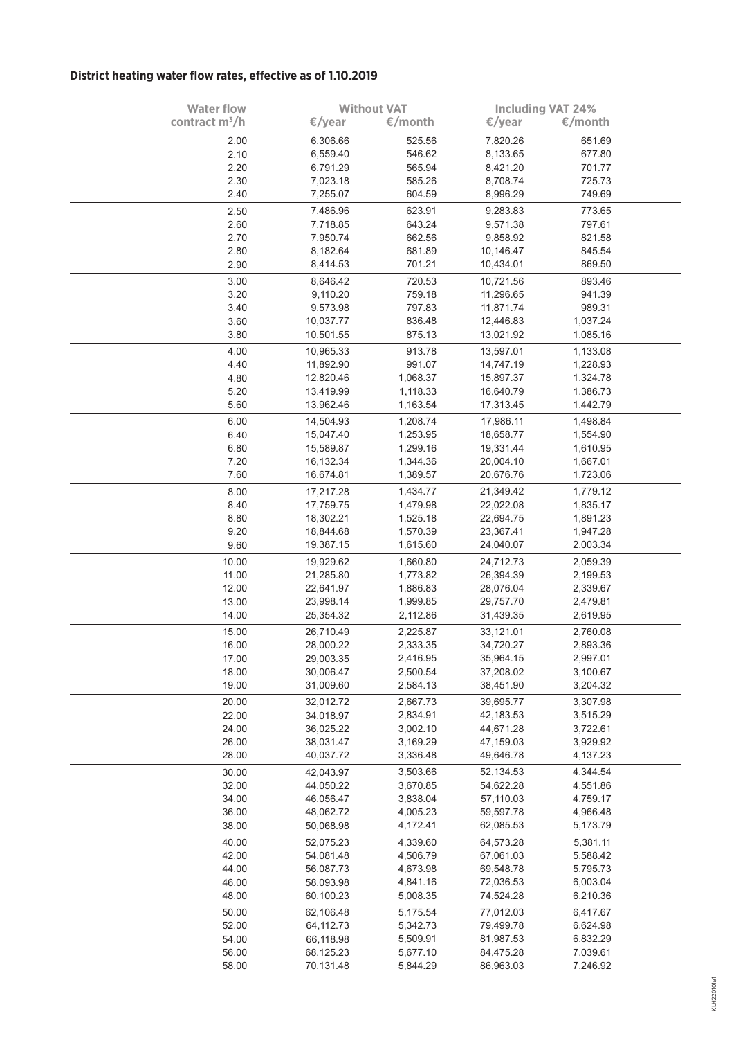**District heating water flow rates, effective as of 1.10.2019**

| Water flow contract $m^3/h$ | Without VAT | | Including VAT 24% | |
|---|---|---|---|---|
| | €/year | €/month | €/year | €/month |
| 2.00 | 6,306.66 | 525.56 | 7,820.26 | 651.69 |
| 2.10 | 6,559.40 | 546.62 | 8,133.65 | 677.80 |
| 2.20 | 6,791.29 | 565.94 | 8,421.20 | 701.77 |
| 2.30 | 7,023.18 | 585.26 | 8,708.74 | 725.73 |
| 2.40 | 7,255.07 | 604.59 | 8,996.29 | 749.69 |
| 2.50 | 7,486.96 | 623.91 | 9,283.83 | 773.65 |
| 2.60 | 7,718.85 | 643.24 | 9,571.38 | 797.61 |
| 2.70 | 7,950.74 | 662.56 | 9,858.92 | 821.58 |
| 2.80 | 8,182.64 | 681.89 | 10,146.47 | 845.54 |
| 2.90 | 8,414.53 | 701.21 | 10,434.01 | 869.50 |
| 3.00 | 8,646.42 | 720.53 | 10,721.56 | 893.46 |
| 3.20 | 9,110.20 | 759.18 | 11,296.65 | 941.39 |
| 3.40 | 9,573.98 | 797.83 | 11,871.74 | 989.31 |
| 3.60 | 10,037.77 | 836.48 | 12,446.83 | 1,037.24 |
| 3.80 | 10,501.55 | 875.13 | 13,021.92 | 1,085.16 |
| 4.00 | 10,965.33 | 913.78 | 13,597.01 | 1,133.08 |
| 4.40 | 11,892.90 | 991.07 | 14,747.19 | 1,228.93 |
| 4.80 | 12,820.46 | 1,068.37 | 15,897.37 | 1,324.78 |
| 5.20 | 13,419.99 | 1,118.33 | 16,640.79 | 1,386.73 |
| 5.60 | 13,962.46 | 1,163.54 | 17,313.45 | 1,442.79 |
| 6.00 | 14,504.93 | 1,208.74 | 17,986.11 | 1,498.84 |
| 6.40 | 15,047.40 | 1,253.95 | 18,658.77 | 1,554.90 |
| 6.80 | 15,589.87 | 1,299.16 | 19,331.44 | 1,610.95 |
| 7.20 | 16,132.34 | 1,344.36 | 20,004.10 | 1,667.01 |
| 7.60 | 16,674.81 | 1,389.57 | 20,676.76 | 1,723.06 |
| 8.00 | 17,217.28 | 1,434.77 | 21,349.42 | 1,779.12 |
| 8.40 | 17,759.75 | 1,479.98 | 22,022.08 | 1,835.17 |
| 8.80 | 18,302.21 | 1,525.18 | 22,694.75 | 1,891.23 |
| 9.20 | 18,844.68 | 1,570.39 | 23,367.41 | 1,947.28 |
| 9.60 | 19,387.15 | 1,615.60 | 24,040.07 | 2,003.34 |
| 10.00 | 19,929.62 | 1,660.80 | 24,712.73 | 2,059.39 |
| 11.00 | 21,285.80 | 1,773.82 | 26,394.39 | 2,199.53 |
| 12.00 | 22,641.97 | 1,886.83 | 28,076.04 | 2,339.67 |
| 13.00 | 23,998.14 | 1,999.85 | 29,757.70 | 2,479.81 |
| 14.00 | 25,354.32 | 2,112.86 | 31,439.35 | 2,619.95 |
| 15.00 | 26,710.49 | 2,225.87 | 33,121.01 | 2,760.08 |
| 16.00 | 28,000.22 | 2,333.35 | 34,720.27 | 2,893.36 |
| 17.00 | 29,003.35 | 2,416.95 | 35,964.15 | 2,997.01 |
| 18.00 | 30,006.47 | 2,500.54 | 37,208.02 | 3,100.67 |
| 19.00 | 31,009.60 | 2,584.13 | 38,451.90 | 3,204.32 |
| 20.00 | 32,012.72 | 2,667.73 | 39,695.77 | 3,307.98 |
| 22.00 | 34,018.97 | 2,834.91 | 42,183.53 | 3,515.29 |
| 24.00 | 36,025.22 | 3,002.10 | 44,671.28 | 3,722.61 |
| 26.00 | 38,031.47 | 3,169.29 | 47,159.03 | 3,929.92 |
| 28.00 | 40,037.72 | 3,336.48 | 49,646.78 | 4,137.23 |
| 30.00 | 42,043.97 | 3,503.66 | 52,134.53 | 4,344.54 |
| 32.00 | 44,050.22 | 3,670.85 | 54,622.28 | 4,551.86 |
| 34.00 | 46,056.47 | 3,838.04 | 57,110.03 | 4,759.17 |
| 36.00 | 48,062.72 | 4,005.23 | 59,597.78 | 4,966.48 |
| 38.00 | 50,068.98 | 4,172.41 | 62,085.53 | 5,173.79 |
| 40.00 | 52,075.23 | 4,339.60 | 64,573.28 | 5,381.11 |
| 42.00 | 54,081.48 | 4,506.79 | 67,061.03 | 5,588.42 |
| 44.00 | 56,087.73 | 4,673.98 | 69,548.78 | 5,795.73 |
| 46.00 | 58,093.98 | 4,841.16 | 72,036.53 | 6,003.04 |
| 48.00 | 60,100.23 | 5,008.35 | 74,524.28 | 6,210.36 |
| 50.00 | 62,106.48 | 5,175.54 | 77,012.03 | 6,417.67 |
| 52.00 | 64,112.73 | 5,342.73 | 79,499.78 | 6,624.98 |
| 54.00 | 66,118.98 | 5,509.91 | 81,987.53 | 6,832.29 |
| 56.00 | 68,125.23 | 5,677.10 | 84,475.28 | 7,039.61 |
| 58.00 | 70,131.48 | 5,844.29 | 86,963.03 | 7,246.92 |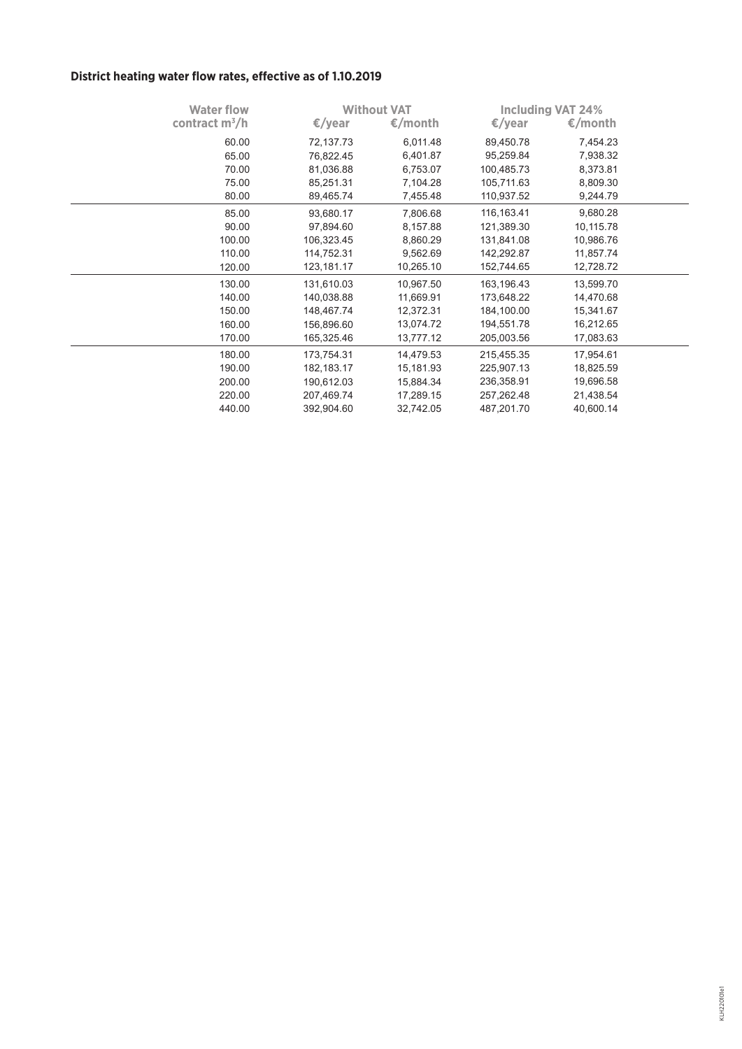**District heating water flow rates, effective as of 1.10.2019**

| Water flow contract $m^3/h$ | Without VAT | | Including VAT 24% | |
|---|---|---|---|---|
| | €/year | €/month | €/year | €/month |
| 60.00 | 72,137.73 | 6,011.48 | 89,450.78 | 7,454.23 |
| 65.00 | 76,822.45 | 6,401.87 | 95,259.84 | 7,938.32 |
| 70.00 | 81,036.88 | 6,753.07 | 100,485.73 | 8,373.81 |
| 75.00 | 85,251.31 | 7,104.28 | 105,711.63 | 8,809.30 |
| 80.00 | 89,465.74 | 7,455.48 | 110,937.52 | 9,244.79 |
| 85.00 | 93,680.17 | 7,806.68 | 116,163.41 | 9,680.28 |
| 90.00 | 97,894.60 | 8,157.88 | 121,389.30 | 10,115.78 |
| 100.00 | 106,323.45 | 8,860.29 | 131,841.08 | 10,986.76 |
| 110.00 | 114,752.31 | 9,562.69 | 142,292.87 | 11,857.74 |
| 120.00 | 123,181.17 | 10,265.10 | 152,744.65 | 12,728.72 |
| 130.00 | 131,610.03 | 10,967.50 | 163,196.43 | 13,599.70 |
| 140.00 | 140,038.88 | 11,669.91 | 173,648.22 | 14,470.68 |
| 150.00 | 148,467.74 | 12,372.31 | 184,100.00 | 15,341.67 |
| 160.00 | 156,896.60 | 13,074.72 | 194,551.78 | 16,212.65 |
| 170.00 | 165,325.46 | 13,777.12 | 205,003.56 | 17,083.63 |
| 180.00 | 173,754.31 | 14,479.53 | 215,455.35 | 17,954.61 |
| 190.00 | 182,183.17 | 15,181.93 | 225,907.13 | 18,825.59 |
| 200.00 | 190,612.03 | 15,884.34 | 236,358.91 | 19,696.58 |
| 220.00 | 207,469.74 | 17,289.15 | 257,262.48 | 21,438.54 |
| 440.00 | 392,904.60 | 32,742.05 | 487,201.70 | 40,600.14 |

KLH2010e1